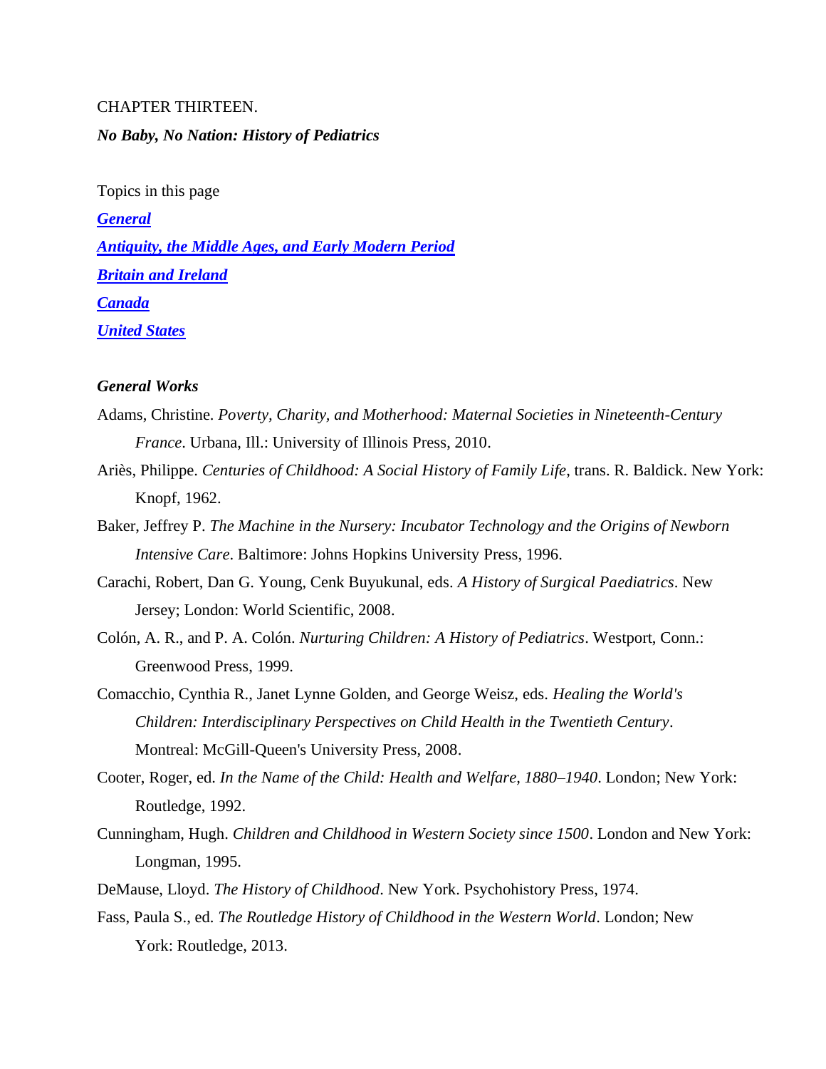CHAPTER THIRTEEN.

***No Baby, No Nation: History of Pediatrics***

Topics in this page

***General***

***Antiquity, the Middle Ages, and Early Modern Period***

***Britain and Ireland***

***Canada***

***United States***

### *General Works*

Adams, Christine. *Poverty, Charity, and Motherhood: Maternal Societies in Nineteenth-Century France*. Urbana, Ill.: University of Illinois Press, 2010.

Ariès, Philippe. *Centuries of Childhood: A Social History of Family Life*, trans. R. Baldick. New York: Knopf, 1962.

Baker, Jeffrey P. *The Machine in the Nursery: Incubator Technology and the Origins of Newborn Intensive Care*. Baltimore: Johns Hopkins University Press, 1996.

Carachi, Robert, Dan G. Young, Cenk Buyukunal, eds. *A History of Surgical Paediatrics*. New Jersey; London: World Scientific, 2008.

Colón, A. R., and P. A. Colón. *Nurturing Children: A History of Pediatrics*. Westport, Conn.: Greenwood Press, 1999.

Comacchio, Cynthia R., Janet Lynne Golden, and George Weisz, eds. *Healing the World's Children: Interdisciplinary Perspectives on Child Health in the Twentieth Century*. Montreal: McGill-Queen's University Press, 2008.

Cooter, Roger, ed. *In the Name of the Child: Health and Welfare, 1880–1940*. London; New York: Routledge, 1992.

Cunningham, Hugh. *Children and Childhood in Western Society since 1500*. London and New York: Longman, 1995.

DeMause, Lloyd. *The History of Childhood*. New York. Psychohistory Press, 1974.

Fass, Paula S., ed. *The Routledge History of Childhood in the Western World*. London; New York: Routledge, 2013.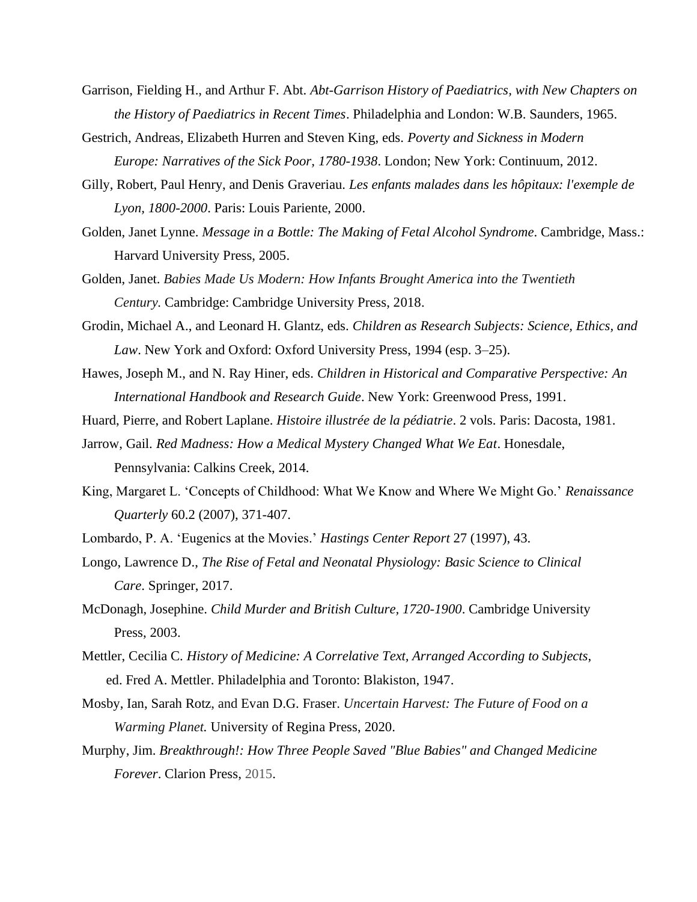Garrison, Fielding H., and Arthur F. Abt. *Abt-Garrison History of Paediatrics, with New Chapters on the History of Paediatrics in Recent Times*. Philadelphia and London: W.B. Saunders, 1965.

Gestrich, Andreas, Elizabeth Hurren and Steven King, eds. *Poverty and Sickness in Modern Europe: Narratives of the Sick Poor, 1780-1938*. London; New York: Continuum, 2012.

Gilly, Robert, Paul Henry, and Denis Graveriau. *Les enfants malades dans les hôpitaux: l'exemple de Lyon, 1800-2000*. Paris: Louis Pariente, 2000.

Golden, Janet Lynne. *Message in a Bottle: The Making of Fetal Alcohol Syndrome*. Cambridge, Mass.: Harvard University Press, 2005.

Golden, Janet. *Babies Made Us Modern: How Infants Brought America into the Twentieth Century.* Cambridge: Cambridge University Press, 2018.

Grodin, Michael A., and Leonard H. Glantz, eds. *Children as Research Subjects: Science, Ethics, and Law*. New York and Oxford: Oxford University Press, 1994 (esp. 3–25).

Hawes, Joseph M., and N. Ray Hiner, eds. *Children in Historical and Comparative Perspective: An International Handbook and Research Guide*. New York: Greenwood Press, 1991.

Huard, Pierre, and Robert Laplane. *Histoire illustrée de la pédiatrie*. 2 vols. Paris: Dacosta, 1981.

Jarrow, Gail. *Red Madness: How a Medical Mystery Changed What We Eat*. Honesdale, Pennsylvania: Calkins Creek, 2014.

King, Margaret L. 'Concepts of Childhood: What We Know and Where We Might Go.' *Renaissance Quarterly* 60.2 (2007), 371-407.

Lombardo, P. A. 'Eugenics at the Movies.' *Hastings Center Report* 27 (1997), 43.

Longo, Lawrence D., *The Rise of Fetal and Neonatal Physiology: Basic Science to Clinical Care*. Springer, 2017.

McDonagh, Josephine. *Child Murder and British Culture, 1720-1900*. Cambridge University Press, 2003.

Mettler, Cecilia C. *History of Medicine: A Correlative Text, Arranged According to Subjects*, ed. Fred A. Mettler. Philadelphia and Toronto: Blakiston, 1947.

Mosby, Ian, Sarah Rotz, and Evan D.G. Fraser. *Uncertain Harvest: The Future of Food on a Warming Planet.* University of Regina Press, 2020.

Murphy, Jim. *Breakthrough!: How Three People Saved "Blue Babies" and Changed Medicine Forever*. Clarion Press, 2015.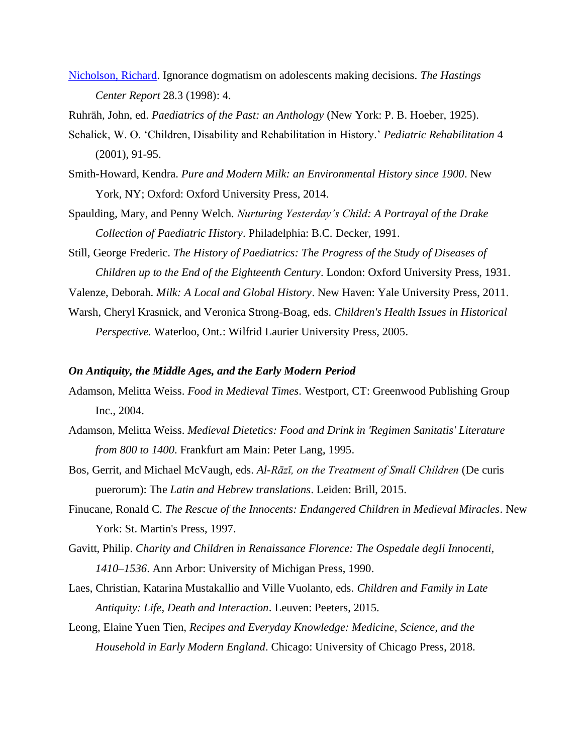[Nicholson, Richard](). Ignorance dogmatism on adolescents making decisions. *The Hastings Center Report* 28.3 (1998): 4.

Ruhräh, John, ed. *Paediatrics of the Past: an Anthology* (New York: P. B. Hoeber, 1925).

Schalick, W. O. 'Children, Disability and Rehabilitation in History.' *Pediatric Rehabilitation* 4 (2001), 91-95.

Smith-Howard, Kendra. *Pure and Modern Milk: an Environmental History since 1900*. New York, NY; Oxford: Oxford University Press, 2014.

Spaulding, Mary, and Penny Welch. *Nurturing Yesterday's Child: A Portrayal of the Drake Collection of Paediatric History*. Philadelphia: B.C. Decker, 1991.

Still, George Frederic. *The History of Paediatrics: The Progress of the Study of Diseases of Children up to the End of the Eighteenth Century*. London: Oxford University Press, 1931.

Valenze, Deborah. *Milk: A Local and Global History*. New Haven: Yale University Press, 2011.

Warsh, Cheryl Krasnick, and Veronica Strong-Boag, eds. *Children's Health Issues in Historical Perspective.* Waterloo, Ont.: Wilfrid Laurier University Press, 2005.

***On Antiquity, the Middle Ages, and the Early Modern Period***

Adamson, Melitta Weiss. *Food in Medieval Times*. Westport, CT: Greenwood Publishing Group Inc., 2004.

Adamson, Melitta Weiss. *Medieval Dietetics: Food and Drink in 'Regimen Sanitatis' Literature from 800 to 1400*. Frankfurt am Main: Peter Lang, 1995.

Bos, Gerrit, and Michael McVaugh, eds. *Al-Rāzī, on the Treatment of Small Children* (De curis puerorum): The *Latin and Hebrew translations*. Leiden: Brill, 2015.

Finucane, Ronald C. *The Rescue of the Innocents: Endangered Children in Medieval Miracles*. New York: St. Martin's Press, 1997.

Gavitt, Philip. *Charity and Children in Renaissance Florence: The Ospedale degli Innocenti, 1410–1536*. Ann Arbor: University of Michigan Press, 1990.

Laes, Christian, Katarina Mustakallio and Ville Vuolanto, eds. *Children and Family in Late Antiquity: Life, Death and Interaction*. Leuven: Peeters, 2015.

Leong, Elaine Yuen Tien, *Recipes and Everyday Knowledge: Medicine, Science, and the Household in Early Modern England*. Chicago: University of Chicago Press, 2018.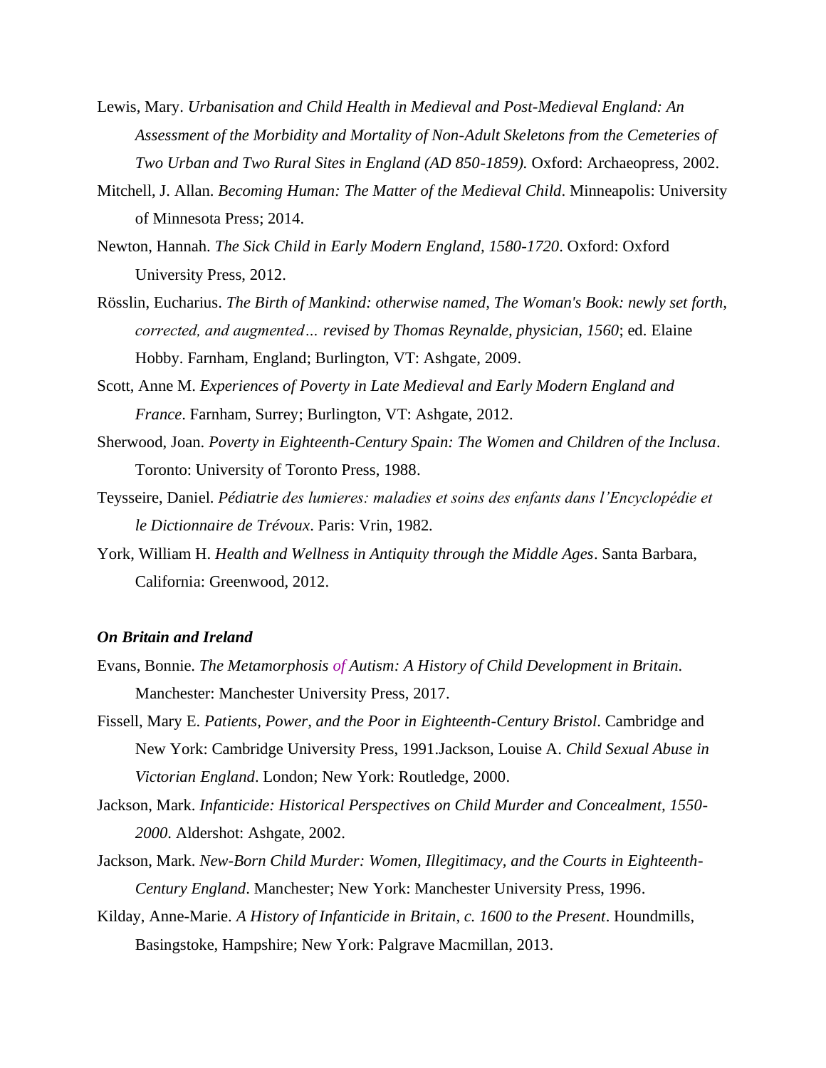Lewis, Mary. *Urbanisation and Child Health in Medieval and Post-Medieval England: An Assessment of the Morbidity and Mortality of Non-Adult Skeletons from the Cemeteries of Two Urban and Two Rural Sites in England (AD 850-1859).* Oxford: Archaeopress, 2002.

Mitchell, J. Allan. *Becoming Human: The Matter of the Medieval Child*. Minneapolis: University of Minnesota Press; 2014.

Newton, Hannah. *The Sick Child in Early Modern England, 1580-1720*. Oxford: Oxford University Press, 2012.

Rösslin, Eucharius. *The Birth of Mankind: otherwise named, The Woman's Book: newly set forth, corrected, and augmented… revised by Thomas Reynalde, physician, 1560*; ed. Elaine Hobby. Farnham, England; Burlington, VT: Ashgate, 2009.

Scott, Anne M. *Experiences of Poverty in Late Medieval and Early Modern England and France*. Farnham, Surrey; Burlington, VT: Ashgate, 2012.

Sherwood, Joan. *Poverty in Eighteenth-Century Spain: The Women and Children of the Inclusa*. Toronto: University of Toronto Press, 1988.

Teysseire, Daniel. *Pédiatrie des lumieres: maladies et soins des enfants dans l'Encyclopédie et le Dictionnaire de Trévoux*. Paris: Vrin, 1982.

York, William H. *Health and Wellness in Antiquity through the Middle Ages*. Santa Barbara, California: Greenwood, 2012.

***On Britain and Ireland***

Evans, Bonnie. *The Metamorphosis of Autism: A History of Child Development in Britain*. Manchester: Manchester University Press, 2017.

Fissell, Mary E. *Patients, Power, and the Poor in Eighteenth-Century Bristol*. Cambridge and New York: Cambridge University Press, 1991.Jackson, Louise A. *Child Sexual Abuse in Victorian England*. London; New York: Routledge, 2000.

Jackson, Mark. *Infanticide: Historical Perspectives on Child Murder and Concealment, 1550-2000.* Aldershot: Ashgate, 2002.

Jackson, Mark. *New-Born Child Murder: Women, Illegitimacy, and the Courts in Eighteenth-Century England*. Manchester; New York: Manchester University Press, 1996.

Kilday, Anne-Marie. *A History of Infanticide in Britain, c. 1600 to the Present*. Houndmills, Basingstoke, Hampshire; New York: Palgrave Macmillan, 2013.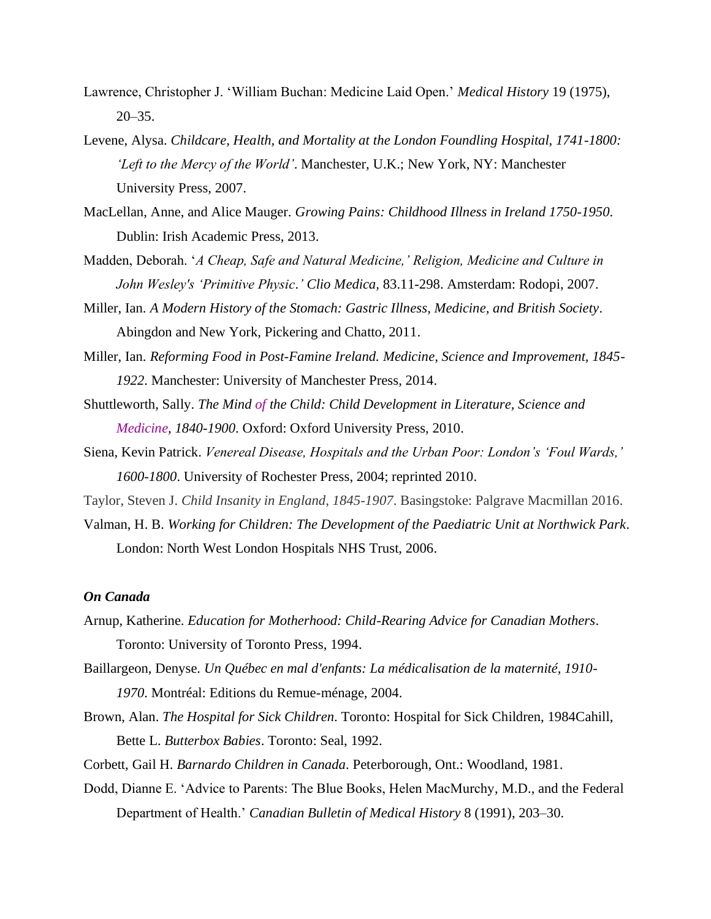Lawrence, Christopher J. 'William Buchan: Medicine Laid Open.' *Medical History* 19 (1975), 20–35.

Levene, Alysa. *Childcare, Health, and Mortality at the London Foundling Hospital, 1741-1800: 'Left to the Mercy of the World'*. Manchester, U.K.; New York, NY: Manchester University Press, 2007.

MacLellan, Anne, and Alice Mauger. *Growing Pains: Childhood Illness in Ireland 1750-1950*. Dublin: Irish Academic Press, 2013.

Madden, Deborah. '*A Cheap, Safe and Natural Medicine,' Religion, Medicine and Culture in John Wesley's 'Primitive Physic*.' *Clio Medica,* 83.11-298. Amsterdam: Rodopi, 2007.

Miller, Ian. *A Modern History of the Stomach: Gastric Illness, Medicine, and British Society*. Abingdon and New York, Pickering and Chatto, 2011.

Miller, Ian. *Reforming Food in Post-Famine Ireland. Medicine, Science and Improvement, 1845-1922*. Manchester: University of Manchester Press, 2014.

Shuttleworth, Sally. *The Mind of the Child: Child Development in Literature, Science and Medicine, 1840-1900*. Oxford: Oxford University Press, 2010.

Siena, Kevin Patrick. *Venereal Disease, Hospitals and the Urban Poor: London's 'Foul Wards,' 1600-1800*. University of Rochester Press, 2004; reprinted 2010.

Taylor, Steven J. *Child Insanity in England, 1845-1907*. Basingstoke: Palgrave Macmillan 2016.

Valman, H. B. *Working for Children: The Development of the Paediatric Unit at Northwick Park*. London: North West London Hospitals NHS Trust, 2006.

***On Canada***

Arnup, Katherine. *Education for Motherhood: Child-Rearing Advice for Canadian Mothers*. Toronto: University of Toronto Press, 1994.

Baillargeon, Denyse. *Un Québec en mal d'enfants: La médicalisation de la maternité, 1910-1970*. Montréal: Editions du Remue-ménage, 2004.

Brown, Alan. *The Hospital for Sick Children*. Toronto: Hospital for Sick Children, 1984Cahill, Bette L. *Butterbox Babies*. Toronto: Seal, 1992.

Corbett, Gail H. *Barnardo Children in Canada*. Peterborough, Ont.: Woodland, 1981.

Dodd, Dianne E. 'Advice to Parents: The Blue Books, Helen MacMurchy, M.D., and the Federal Department of Health.' *Canadian Bulletin of Medical History* 8 (1991), 203–30.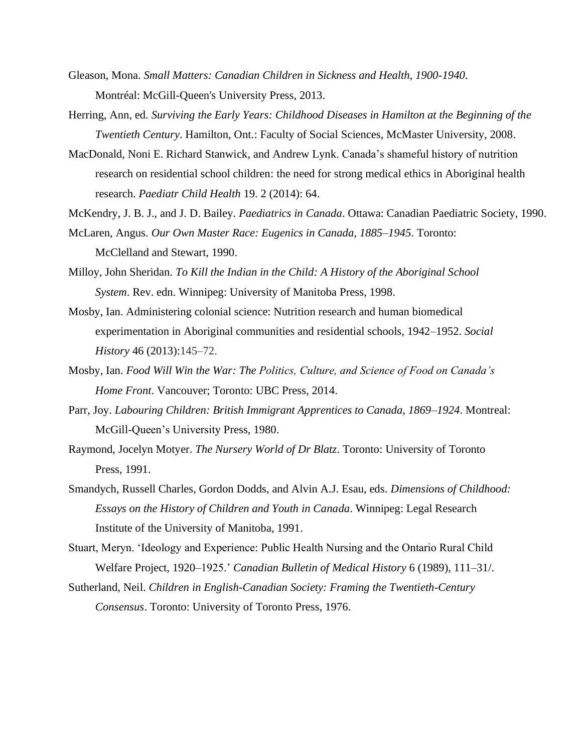Gleason, Mona. *Small Matters: Canadian Children in Sickness and Health, 1900-1940*. Montréal: McGill-Queen's University Press, 2013.

Herring, Ann, ed. *Surviving the Early Years: Childhood Diseases in Hamilton at the Beginning of the Twentieth Century*. Hamilton, Ont.: Faculty of Social Sciences, McMaster University, 2008.

MacDonald, Noni E. Richard Stanwick, and Andrew Lynk. Canada's shameful history of nutrition research on residential school children: the need for strong medical ethics in Aboriginal health research. *Paediatr Child Health* 19. 2 (2014): 64.

McKendry, J. B. J., and J. D. Bailey. *Paediatrics in Canada*. Ottawa: Canadian Paediatric Society, 1990.

McLaren, Angus. *Our Own Master Race: Eugenics in Canada, 1885–1945*. Toronto: McClelland and Stewart, 1990.

Milloy, John Sheridan. *To Kill the Indian in the Child: A History of the Aboriginal School System*. Rev. edn. Winnipeg: University of Manitoba Press, 1998.

Mosby, Ian. Administering colonial science: Nutrition research and human biomedical experimentation in Aboriginal communities and residential schools, 1942–1952. *Social History* 46 (2013):145–72.

Mosby, Ian. *Food Will Win the War: The Politics, Culture, and Science of Food on Canada's Home Front*. Vancouver; Toronto: UBC Press, 2014.

Parr, Joy. *Labouring Children: British Immigrant Apprentices to Canada, 1869–1924*. Montreal: McGill-Queen's University Press, 1980.

Raymond, Jocelyn Motyer. *The Nursery World of Dr Blatz*. Toronto: University of Toronto Press, 1991.

Smandych, Russell Charles, Gordon Dodds, and Alvin A.J. Esau, eds. *Dimensions of Childhood: Essays on the History of Children and Youth in Canada*. Winnipeg: Legal Research Institute of the University of Manitoba, 1991.

Stuart, Meryn. 'Ideology and Experience: Public Health Nursing and the Ontario Rural Child Welfare Project, 1920–1925.' *Canadian Bulletin of Medical History* 6 (1989), 111–31/.

Sutherland, Neil. *Children in English-Canadian Society: Framing the Twentieth-Century Consensus*. Toronto: University of Toronto Press, 1976.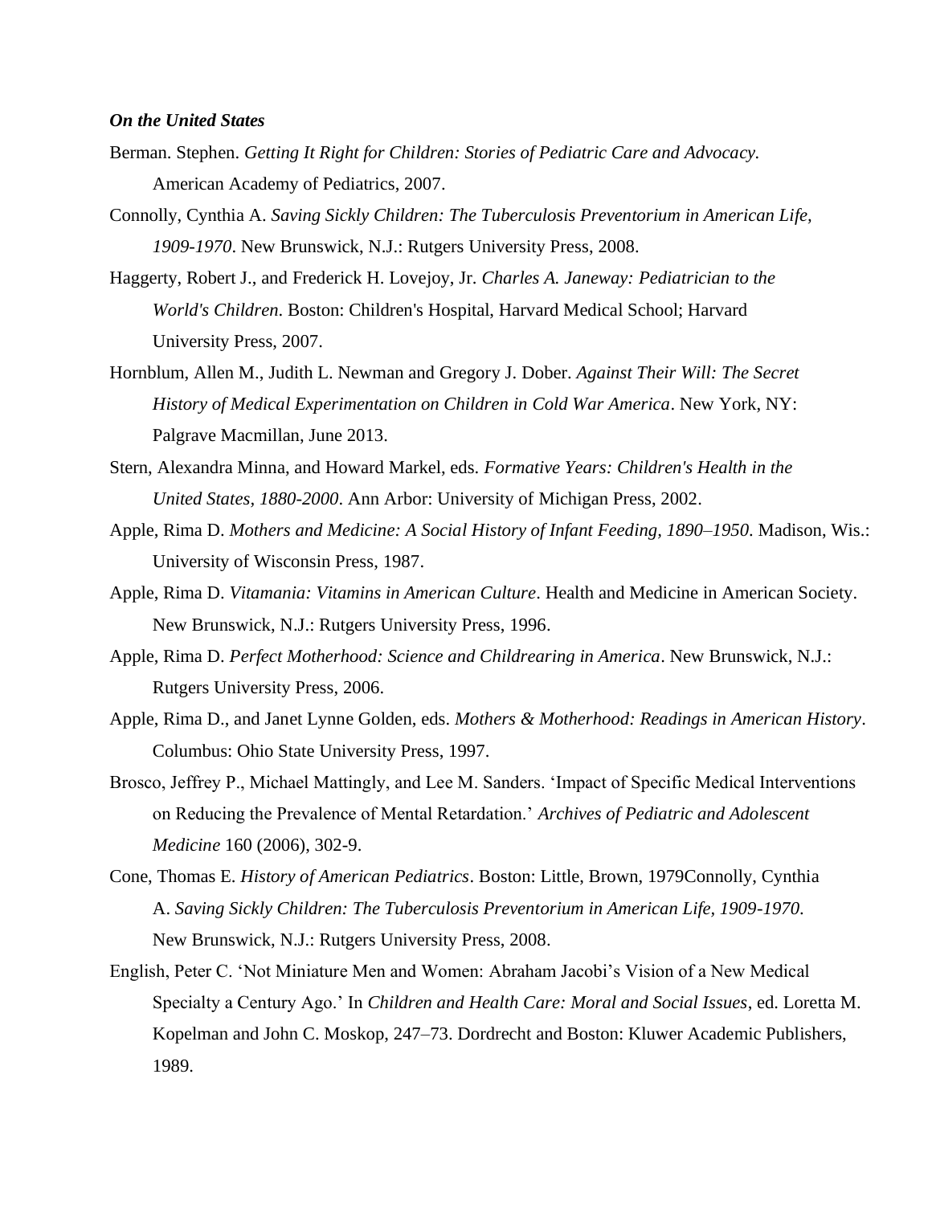***On the United States***

Berman. Stephen. *Getting It Right for Children: Stories of Pediatric Care and Advocacy.* American Academy of Pediatrics, 2007.

Connolly, Cynthia A. *Saving Sickly Children: The Tuberculosis Preventorium in American Life, 1909-1970*. New Brunswick, N.J.: Rutgers University Press, 2008.

Haggerty, Robert J., and Frederick H. Lovejoy, Jr. *Charles A. Janeway: Pediatrician to the World's Children*. Boston: Children's Hospital, Harvard Medical School; Harvard University Press, 2007.

Hornblum, Allen M., Judith L. Newman and Gregory J. Dober. *Against Their Will: The Secret History of Medical Experimentation on Children in Cold War America*. New York, NY: Palgrave Macmillan, June 2013.

Stern, Alexandra Minna, and Howard Markel, eds. *Formative Years: Children's Health in the United States, 1880-2000*. Ann Arbor: University of Michigan Press, 2002.

Apple, Rima D. *Mothers and Medicine: A Social History of Infant Feeding, 1890–1950*. Madison, Wis.: University of Wisconsin Press, 1987.

Apple, Rima D. *Vitamania: Vitamins in American Culture*. Health and Medicine in American Society. New Brunswick, N.J.: Rutgers University Press, 1996.

Apple, Rima D. *Perfect Motherhood: Science and Childrearing in America*. New Brunswick, N.J.: Rutgers University Press, 2006.

Apple, Rima D., and Janet Lynne Golden, eds. *Mothers & Motherhood: Readings in American History*. Columbus: Ohio State University Press, 1997.

Brosco, Jeffrey P., Michael Mattingly, and Lee M. Sanders. 'Impact of Specific Medical Interventions on Reducing the Prevalence of Mental Retardation.' *Archives of Pediatric and Adolescent Medicine* 160 (2006), 302-9.

Cone, Thomas E. *History of American Pediatrics*. Boston: Little, Brown, 1979Connolly, Cynthia A. *Saving Sickly Children: The Tuberculosis Preventorium in American Life, 1909-1970*. New Brunswick, N.J.: Rutgers University Press, 2008.

English, Peter C. 'Not Miniature Men and Women: Abraham Jacobi's Vision of a New Medical Specialty a Century Ago.' In *Children and Health Care: Moral and Social Issues*, ed. Loretta M. Kopelman and John C. Moskop, 247–73. Dordrecht and Boston: Kluwer Academic Publishers, 1989.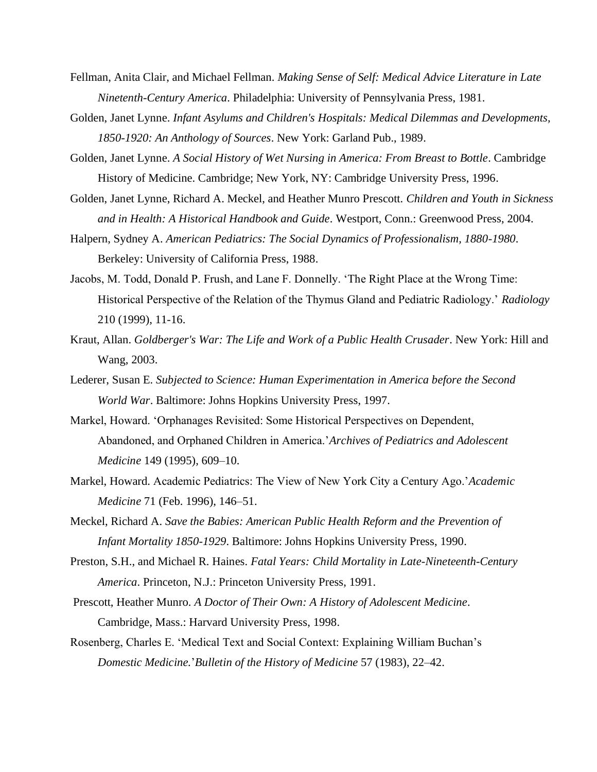Fellman, Anita Clair, and Michael Fellman. *Making Sense of Self: Medical Advice Literature in Late Nineteenth-Century America*. Philadelphia: University of Pennsylvania Press, 1981.

Golden, Janet Lynne. *Infant Asylums and Children's Hospitals: Medical Dilemmas and Developments, 1850-1920: An Anthology of Sources*. New York: Garland Pub., 1989.

Golden, Janet Lynne. *A Social History of Wet Nursing in America: From Breast to Bottle*. Cambridge History of Medicine. Cambridge; New York, NY: Cambridge University Press, 1996.

Golden, Janet Lynne, Richard A. Meckel, and Heather Munro Prescott. *Children and Youth in Sickness and in Health: A Historical Handbook and Guide*. Westport, Conn.: Greenwood Press, 2004.

Halpern, Sydney A. *American Pediatrics: The Social Dynamics of Professionalism, 1880-1980*. Berkeley: University of California Press, 1988.

Jacobs, M. Todd, Donald P. Frush, and Lane F. Donnelly. 'The Right Place at the Wrong Time: Historical Perspective of the Relation of the Thymus Gland and Pediatric Radiology.' *Radiology* 210 (1999), 11-16.

Kraut, Allan. *Goldberger's War: The Life and Work of a Public Health Crusader*. New York: Hill and Wang, 2003.

Lederer, Susan E. *Subjected to Science: Human Experimentation in America before the Second World War*. Baltimore: Johns Hopkins University Press, 1997.

Markel, Howard. 'Orphanages Revisited: Some Historical Perspectives on Dependent, Abandoned, and Orphaned Children in America.'*Archives of Pediatrics and Adolescent Medicine* 149 (1995), 609–10.

Markel, Howard. Academic Pediatrics: The View of New York City a Century Ago.'*Academic Medicine* 71 (Feb. 1996), 146–51.

Meckel, Richard A. *Save the Babies: American Public Health Reform and the Prevention of Infant Mortality 1850-1929*. Baltimore: Johns Hopkins University Press, 1990.

Preston, S.H., and Michael R. Haines. *Fatal Years: Child Mortality in Late-Nineteenth-Century America*. Princeton, N.J.: Princeton University Press, 1991.

Prescott, Heather Munro. *A Doctor of Their Own: A History of Adolescent Medicine*. Cambridge, Mass.: Harvard University Press, 1998.

Rosenberg, Charles E. 'Medical Text and Social Context: Explaining William Buchan's *Domestic Medicine.*'*Bulletin of the History of Medicine* 57 (1983), 22–42.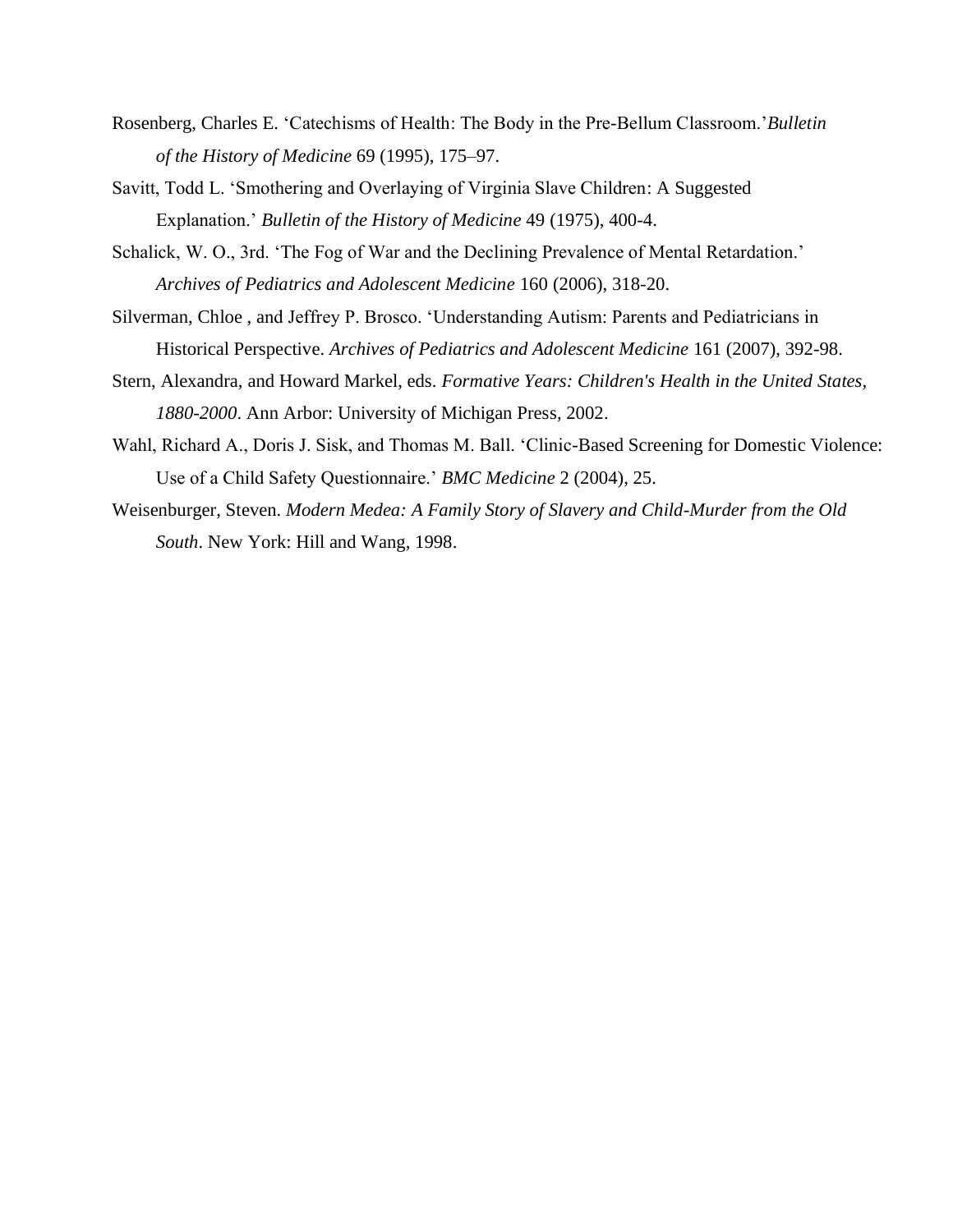Rosenberg, Charles E. 'Catechisms of Health: The Body in the Pre-Bellum Classroom.'*Bulletin of the History of Medicine* 69 (1995), 175–97.

Savitt, Todd L. 'Smothering and Overlaying of Virginia Slave Children: A Suggested Explanation.' *Bulletin of the History of Medicine* 49 (1975), 400-4.

Schalick, W. O., 3rd. 'The Fog of War and the Declining Prevalence of Mental Retardation.' *Archives of Pediatrics and Adolescent Medicine* 160 (2006), 318-20.

Silverman, Chloe , and Jeffrey P. Brosco. 'Understanding Autism: Parents and Pediatricians in Historical Perspective. *Archives of Pediatrics and Adolescent Medicine* 161 (2007), 392-98.

Stern, Alexandra, and Howard Markel, eds. *Formative Years: Children's Health in the United States, 1880-2000*. Ann Arbor: University of Michigan Press, 2002.

Wahl, Richard A., Doris J. Sisk, and Thomas M. Ball. 'Clinic-Based Screening for Domestic Violence: Use of a Child Safety Questionnaire.' *BMC Medicine* 2 (2004), 25.

Weisenburger, Steven. *Modern Medea: A Family Story of Slavery and Child-Murder from the Old South*. New York: Hill and Wang, 1998.